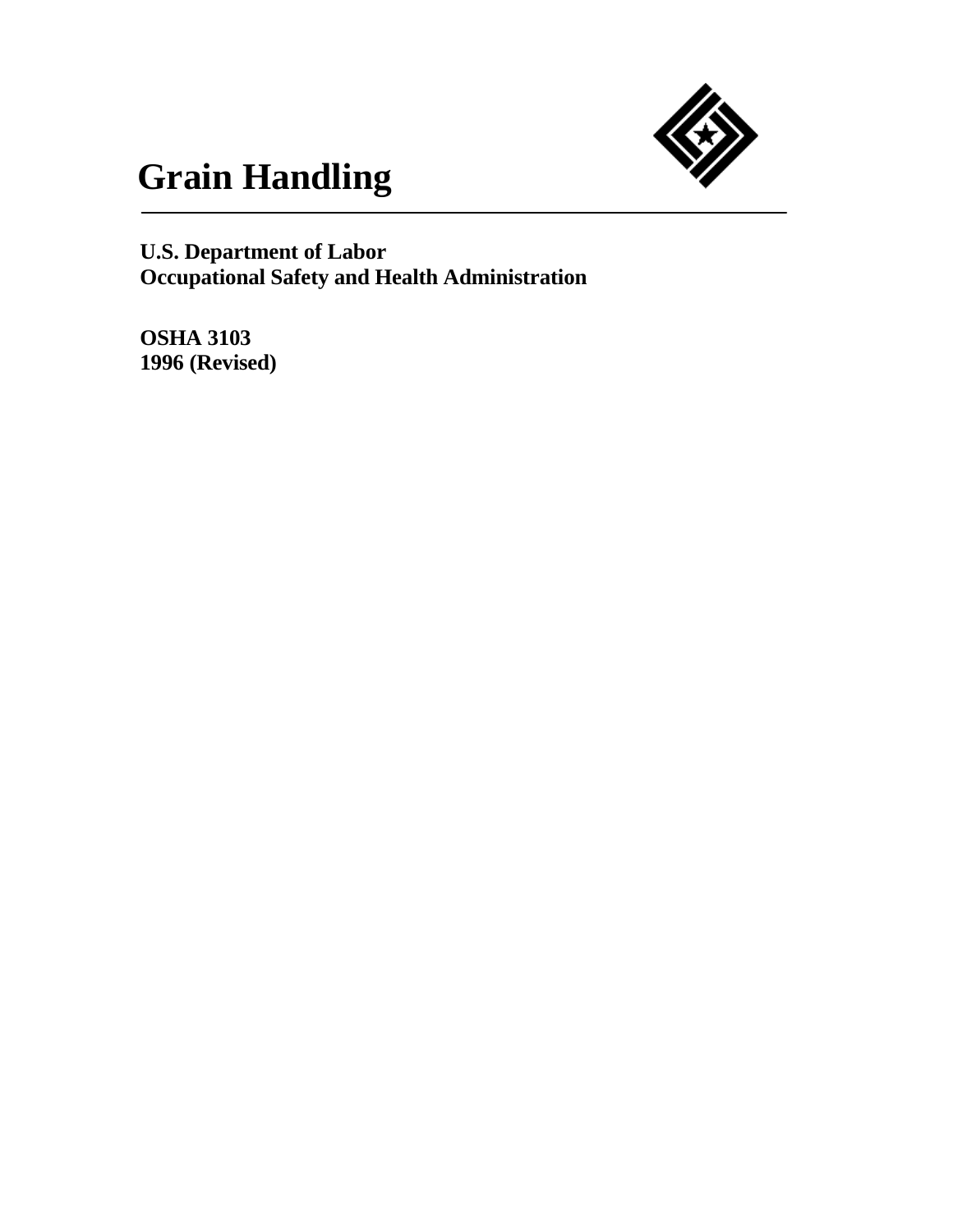# Grain Handling

---

**U.S. Department of Labor**
**Occupational Safety and Health Administration**

**OSHA 3103**
**1996 (Revised)**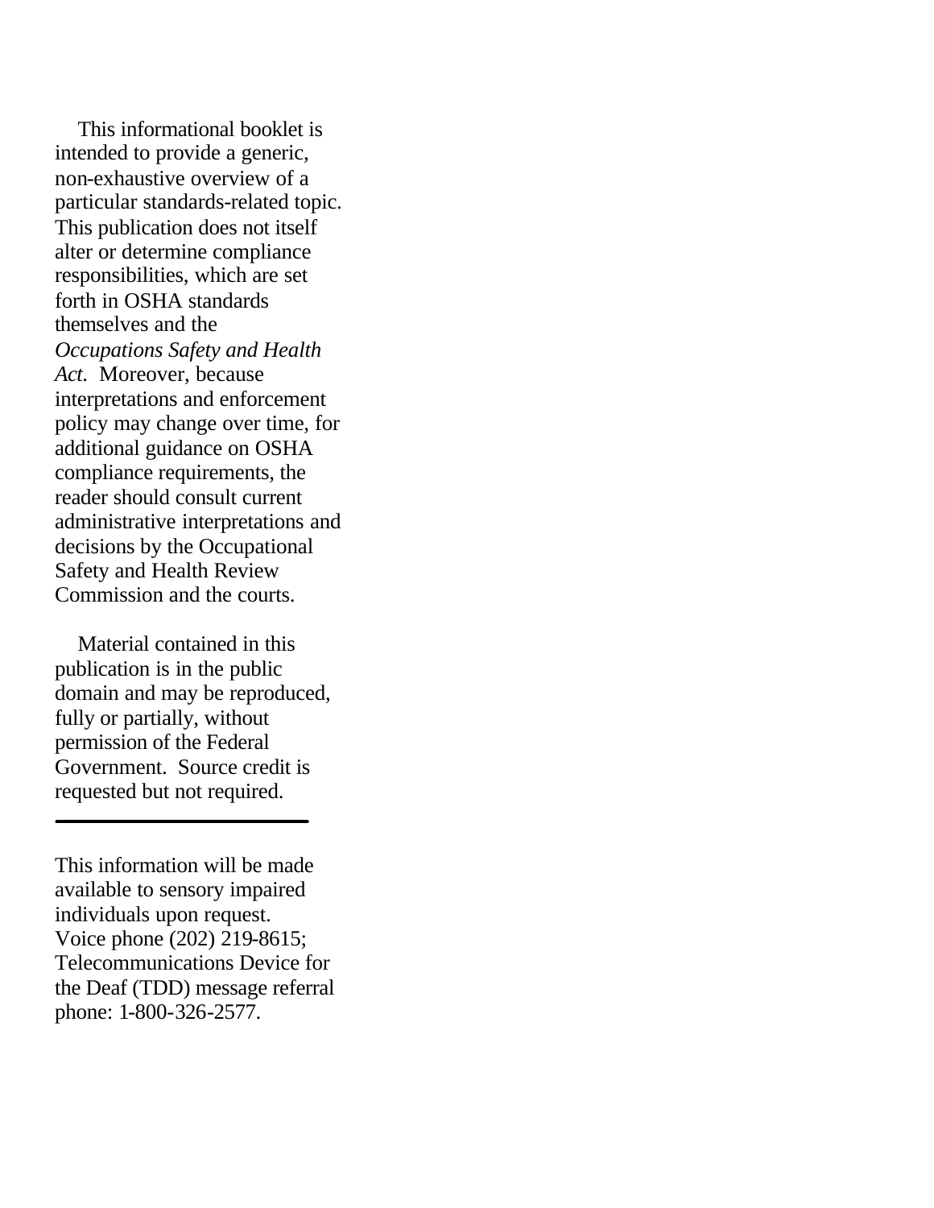This informational booklet is intended to provide a generic, non-exhaustive overview of a particular standards-related topic. This publication does not itself alter or determine compliance responsibilities, which are set forth in OSHA standards themselves and the *Occupations Safety and Health Act.* Moreover, because interpretations and enforcement policy may change over time, for additional guidance on OSHA compliance requirements, the reader should consult current administrative interpretations and decisions by the Occupational Safety and Health Review Commission and the courts.

Material contained in this publication is in the public domain and may be reproduced, fully or partially, without permission of the Federal Government. Source credit is requested but not required.

---

This information will be made available to sensory impaired individuals upon request. Voice phone (202) 219-8615; Telecommunications Device for the Deaf (TDD) message referral phone: 1-800-326-2577.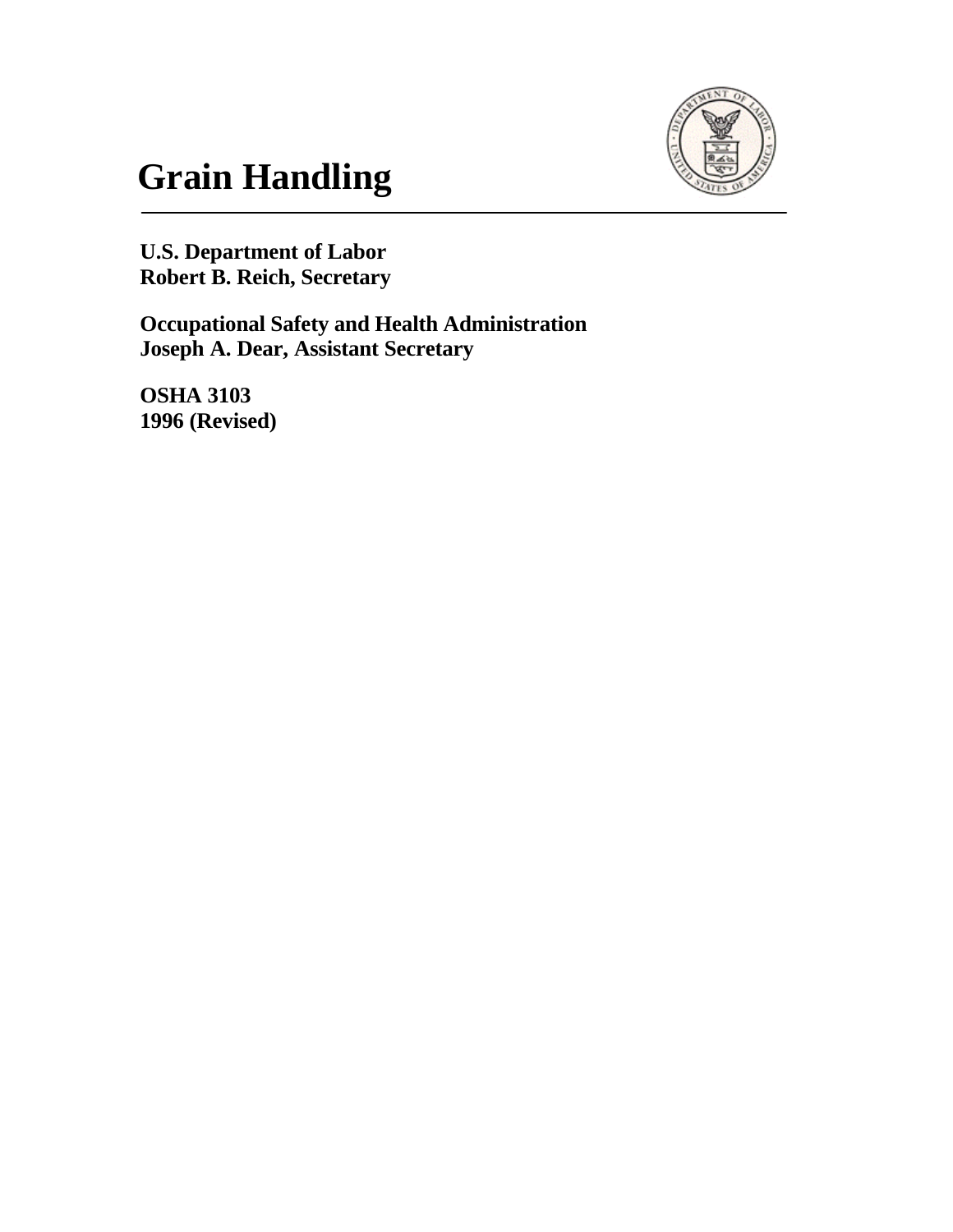# Grain Handling

**U.S. Department of Labor**
**Robert B. Reich, Secretary**

**Occupational Safety and Health Administration**
**Joseph A. Dear, Assistant Secretary**

**OSHA 3103**
**1996 (Revised)**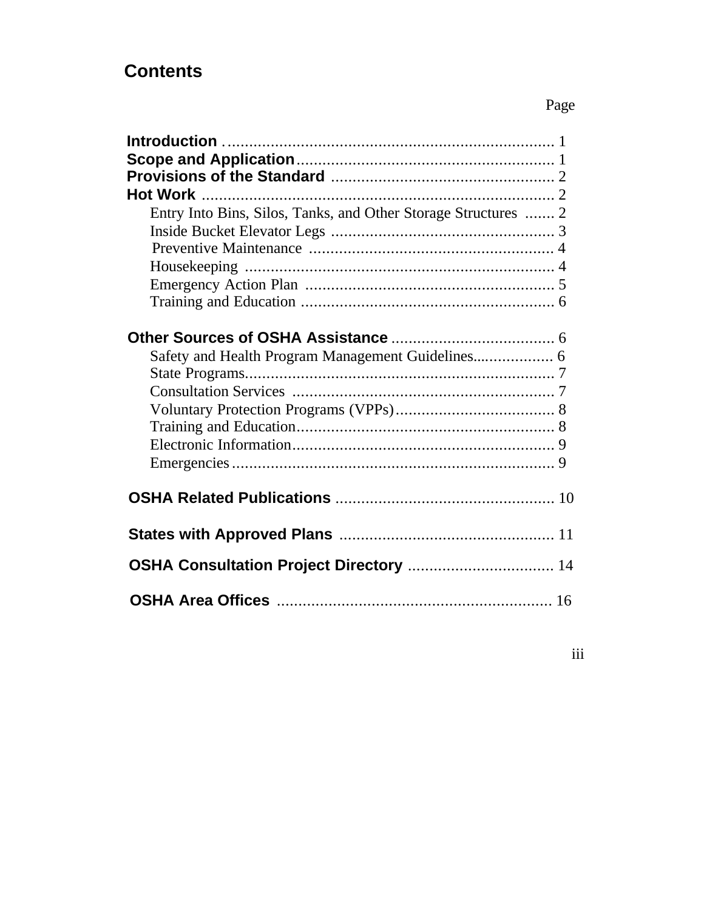# Contents

| | Page |
|---|---|
| **Introduction** | 1 |
| **Scope and Application** | 1 |
| **Provisions of the Standard** | 2 |
| **Hot Work** | 2 |
| Entry Into Bins, Silos, Tanks, and Other Storage Structures | 2 |
| Inside Bucket Elevator Legs | 3 |
| Preventive Maintenance | 4 |
| Housekeeping | 4 |
| Emergency Action Plan | 5 |
| Training and Education | 6 |
| **Other Sources of OSHA Assistance** | 6 |
| Safety and Health Program Management Guidelines | 6 |
| State Programs | 7 |
| Consultation Services | 7 |
| Voluntary Protection Programs (VPPs) | 8 |
| Training and Education | 8 |
| Electronic Information | 9 |
| Emergencies | 9 |
| **OSHA Related Publications** | 10 |
| **States with Approved Plans** | 11 |
| **OSHA Consultation Project Directory** | 14 |
| **OSHA Area Offices** | 16 |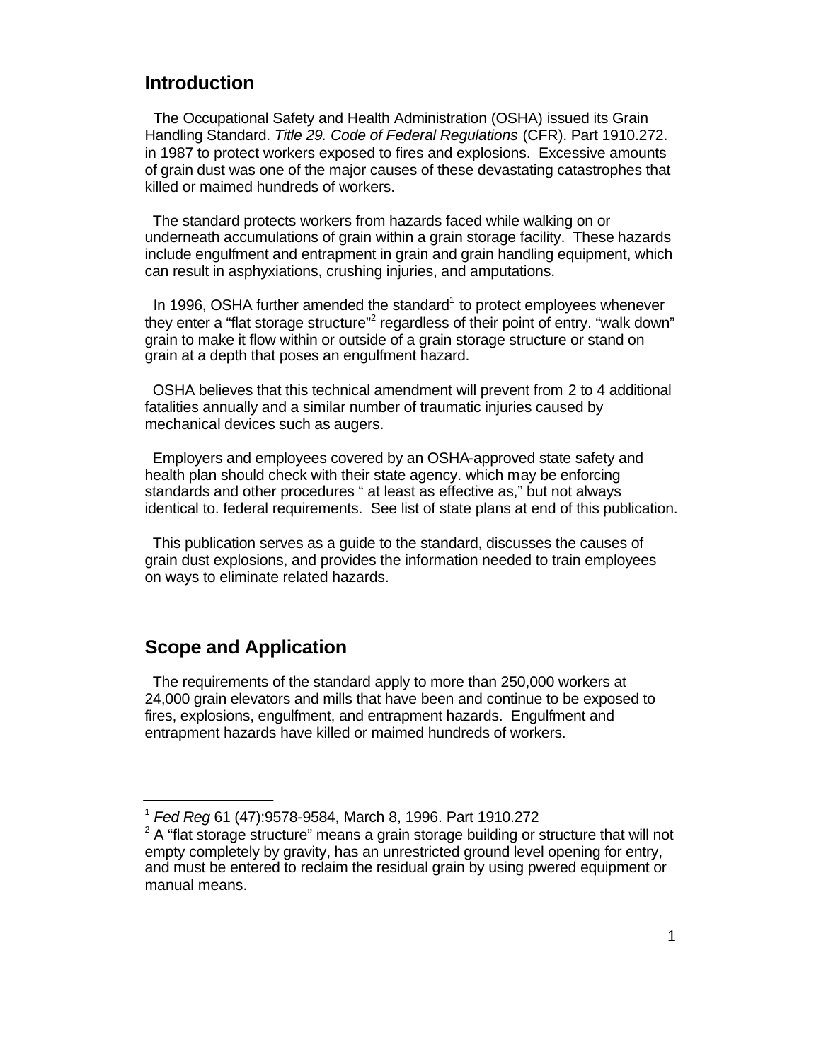## Introduction

The Occupational Safety and Health Administration (OSHA) issued its Grain Handling Standard. *Title 29. Code of Federal Regulations* (CFR). Part 1910.272. in 1987 to protect workers exposed to fires and explosions. Excessive amounts of grain dust was one of the major causes of these devastating catastrophes that killed or maimed hundreds of workers.

The standard protects workers from hazards faced while walking on or underneath accumulations of grain within a grain storage facility. These hazards include engulfment and entrapment in grain and grain handling equipment, which can result in asphyxiations, crushing injuries, and amputations.

In 1996, OSHA further amended the standard[1] to protect employees whenever they enter a "flat storage structure"[2] regardless of their point of entry. "walk down" grain to make it flow within or outside of a grain storage structure or stand on grain at a depth that poses an engulfment hazard.

OSHA believes that this technical amendment will prevent from 2 to 4 additional fatalities annually and a similar number of traumatic injuries caused by mechanical devices such as augers.

Employers and employees covered by an OSHA-approved state safety and health plan should check with their state agency. which may be enforcing standards and other procedures " at least as effective as," but not always identical to. federal requirements. See list of state plans at end of this publication.

This publication serves as a guide to the standard, discusses the causes of grain dust explosions, and provides the information needed to train employees on ways to eliminate related hazards.

## Scope and Application

The requirements of the standard apply to more than 250,000 workers at 24,000 grain elevators and mills that have been and continue to be exposed to fires, explosions, engulfment, and entrapment hazards. Engulfment and entrapment hazards have killed or maimed hundreds of workers.

---

[1] *Fed Reg* 61 (47):9578-9584, March 8, 1996. Part 1910.272

[2] A "flat storage structure" means a grain storage building or structure that will not empty completely by gravity, has an unrestricted ground level opening for entry, and must be entered to reclaim the residual grain by using pwered equipment or manual means.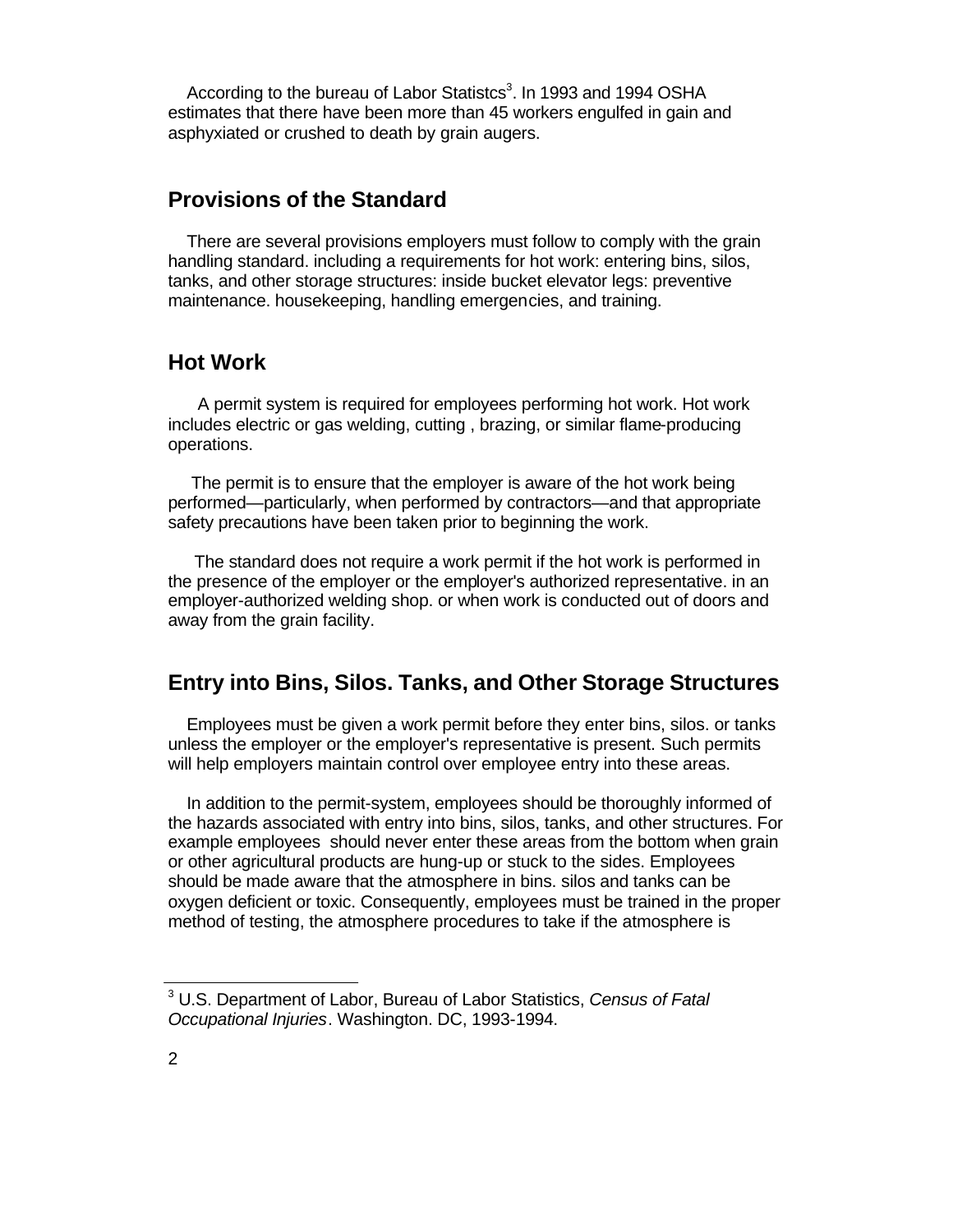According to the bureau of Labor Statistcs[3]. In 1993 and 1994 OSHA estimates that there have been more than 45 workers engulfed in gain and asphyxiated or crushed to death by grain augers.

## Provisions of the Standard

There are several provisions employers must follow to comply with the grain handling standard. including a requirements for hot work: entering bins, silos, tanks, and other storage structures: inside bucket elevator legs: preventive maintenance. housekeeping, handling emergencies, and training.

## Hot Work

A permit system is required for employees performing hot work. Hot work includes electric or gas welding, cutting , brazing, or similar flame-producing operations.

The permit is to ensure that the employer is aware of the hot work being performed—particularly, when performed by contractors—and that appropriate safety precautions have been taken prior to beginning the work.

The standard does not require a work permit if the hot work is performed in the presence of the employer or the employer's authorized representative. in an employer-authorized welding shop. or when work is conducted out of doors and away from the grain facility.

## Entry into Bins, Silos. Tanks, and Other Storage Structures

Employees must be given a work permit before they enter bins, silos. or tanks unless the employer or the employer's representative is present. Such permits will help employers maintain control over employee entry into these areas.

In addition to the permit-system, employees should be thoroughly informed of the hazards associated with entry into bins, silos, tanks, and other structures. For example employees should never enter these areas from the bottom when grain or other agricultural products are hung-up or stuck to the sides. Employees should be made aware that the atmosphere in bins. silos and tanks can be oxygen deficient or toxic. Consequently, employees must be trained in the proper method of testing, the atmosphere procedures to take if the atmosphere is

---

[3] U.S. Department of Labor, Bureau of Labor Statistics, *Census of Fatal Occupational Injuries*. Washington. DC, 1993-1994.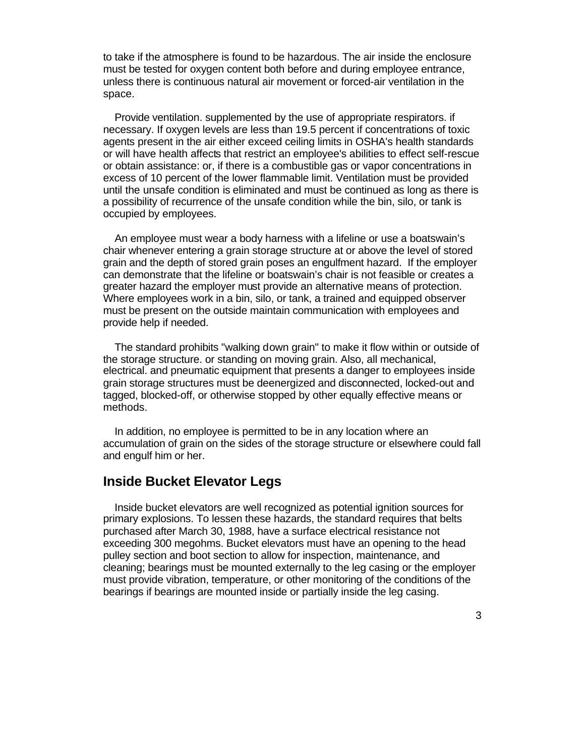to take if the atmosphere is found to be hazardous. The air inside the enclosure must be tested for oxygen content both before and during employee entrance, unless there is continuous natural air movement or forced-air ventilation in the space.

Provide ventilation. supplemented by the use of appropriate respirators. if necessary. If oxygen levels are less than 19.5 percent if concentrations of toxic agents present in the air either exceed ceiling limits in OSHA's health standards or will have health affects that restrict an employee's abilities to effect self-rescue or obtain assistance: or, if there is a combustible gas or vapor concentrations in excess of 10 percent of the lower flammable limit. Ventilation must be provided until the unsafe condition is eliminated and must be continued as long as there is a possibility of recurrence of the unsafe condition while the bin, silo, or tank is occupied by employees.

An employee must wear a body harness with a lifeline or use a boatswain's chair whenever entering a grain storage structure at or above the level of stored grain and the depth of stored grain poses an engulfment hazard. If the employer can demonstrate that the lifeline or boatswain's chair is not feasible or creates a greater hazard the employer must provide an alternative means of protection. Where employees work in a bin, silo, or tank, a trained and equipped observer must be present on the outside maintain communication with employees and provide help if needed.

The standard prohibits "walking down grain" to make it flow within or outside of the storage structure. or standing on moving grain. Also, all mechanical, electrical. and pneumatic equipment that presents a danger to employees inside grain storage structures must be deenergized and disconnected, locked-out and tagged, blocked-off, or otherwise stopped by other equally effective means or methods.

In addition, no employee is permitted to be in any location where an accumulation of grain on the sides of the storage structure or elsewhere could fall and engulf him or her.

## Inside Bucket Elevator Legs

Inside bucket elevators are well recognized as potential ignition sources for primary explosions. To lessen these hazards, the standard requires that belts purchased after March 30, 1988, have a surface electrical resistance not exceeding 300 megohms. Bucket elevators must have an opening to the head pulley section and boot section to allow for inspection, maintenance, and cleaning; bearings must be mounted externally to the leg casing or the employer must provide vibration, temperature, or other monitoring of the conditions of the bearings if bearings are mounted inside or partially inside the leg casing.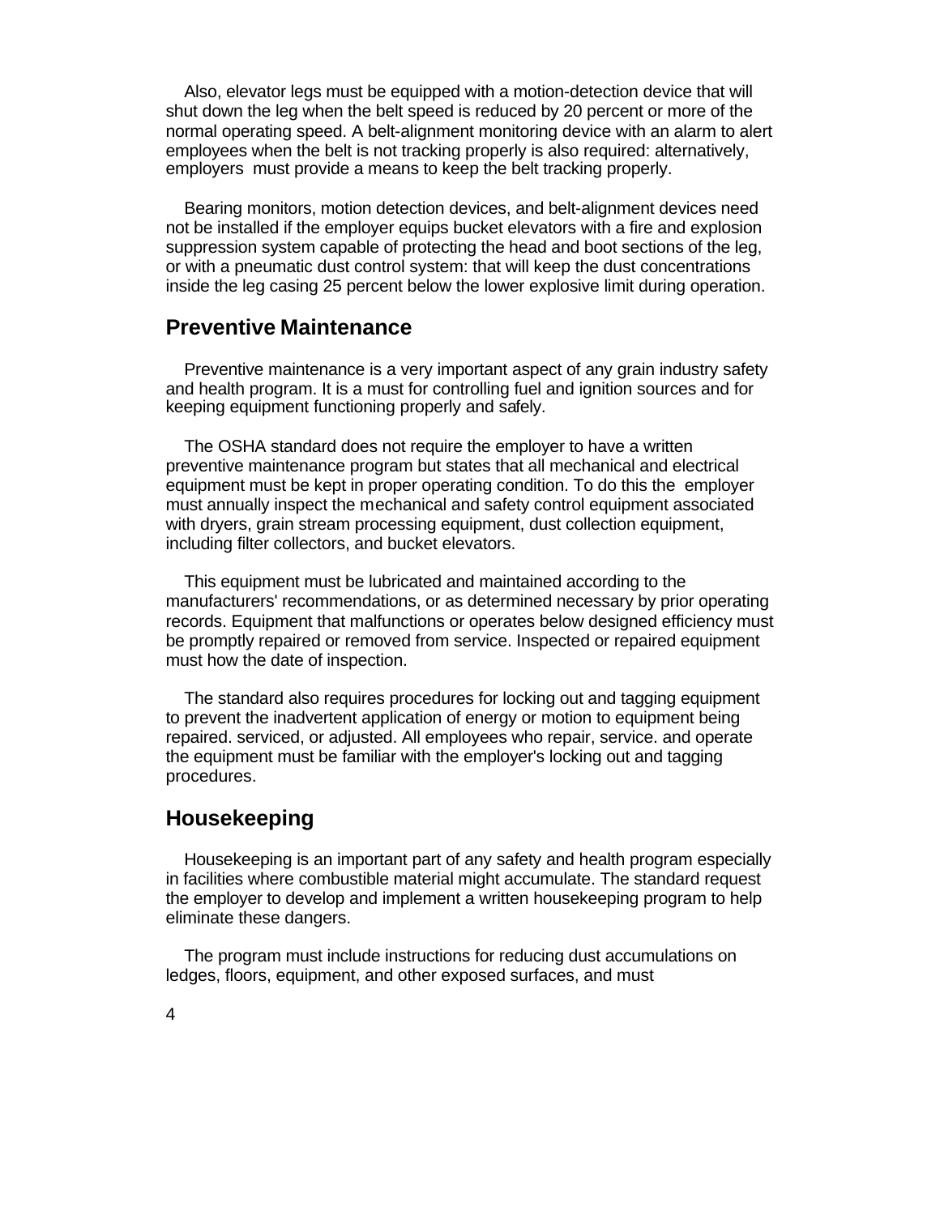Also, elevator legs must be equipped with a motion-detection device that will shut down the leg when the belt speed is reduced by 20 percent or more of the normal operating speed. A belt-alignment monitoring device with an alarm to alert employees when the belt is not tracking properly is also required: alternatively, employers must provide a means to keep the belt tracking properly.

Bearing monitors, motion detection devices, and belt-alignment devices need not be installed if the employer equips bucket elevators with a fire and explosion suppression system capable of protecting the head and boot sections of the leg, or with a pneumatic dust control system: that will keep the dust concentrations inside the leg casing 25 percent below the lower explosive limit during operation.

## Preventive Maintenance

Preventive maintenance is a very important aspect of any grain industry safety and health program. It is a must for controlling fuel and ignition sources and for keeping equipment functioning properly and safely.

The OSHA standard does not require the employer to have a written preventive maintenance program but states that all mechanical and electrical equipment must be kept in proper operating condition. To do this the employer must annually inspect the mechanical and safety control equipment associated with dryers, grain stream processing equipment, dust collection equipment, including filter collectors, and bucket elevators.

This equipment must be lubricated and maintained according to the manufacturers' recommendations, or as determined necessary by prior operating records. Equipment that malfunctions or operates below designed efficiency must be promptly repaired or removed from service. Inspected or repaired equipment must how the date of inspection.

The standard also requires procedures for locking out and tagging equipment to prevent the inadvertent application of energy or motion to equipment being repaired. serviced, or adjusted. All employees who repair, service. and operate the equipment must be familiar with the employer's locking out and tagging procedures.

## Housekeeping

Housekeeping is an important part of any safety and health program especially in facilities where combustible material might accumulate. The standard request the employer to develop and implement a written housekeeping program to help eliminate these dangers.

The program must include instructions for reducing dust accumulations on ledges, floors, equipment, and other exposed surfaces, and must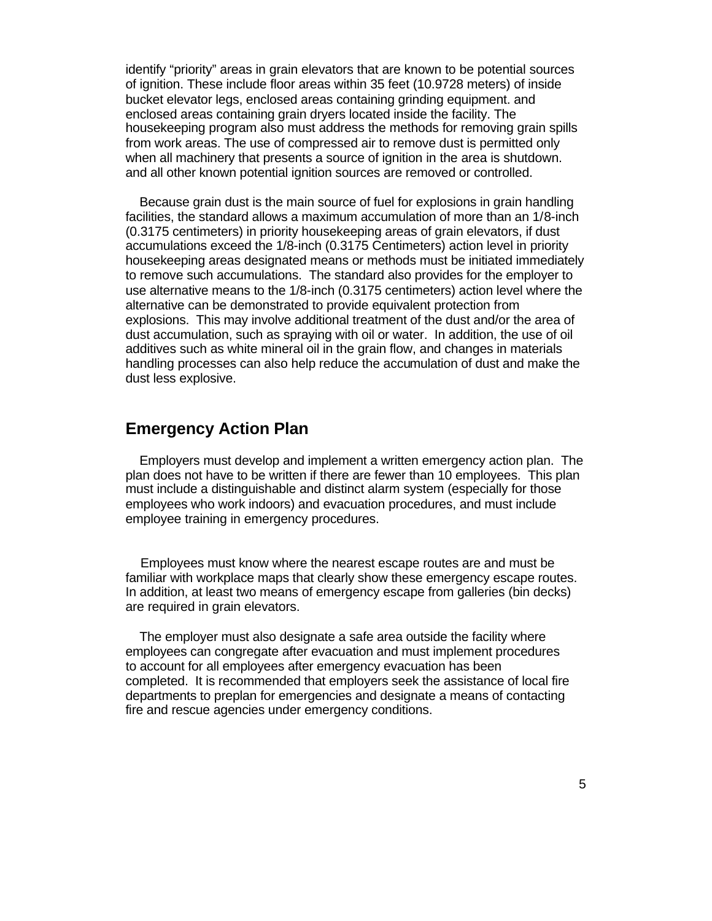identify "priority" areas in grain elevators that are known to be potential sources of ignition. These include floor areas within 35 feet (10.9728 meters) of inside bucket elevator legs, enclosed areas containing grinding equipment. and enclosed areas containing grain dryers located inside the facility. The housekeeping program also must address the methods for removing grain spills from work areas. The use of compressed air to remove dust is permitted only when all machinery that presents a source of ignition in the area is shutdown. and all other known potential ignition sources are removed or controlled.

Because grain dust is the main source of fuel for explosions in grain handling facilities, the standard allows a maximum accumulation of more than an 1/8-inch (0.3175 centimeters) in priority housekeeping areas of grain elevators, if dust accumulations exceed the 1/8-inch (0.3175 Centimeters) action level in priority housekeeping areas designated means or methods must be initiated immediately to remove such accumulations. The standard also provides for the employer to use alternative means to the 1/8-inch (0.3175 centimeters) action level where the alternative can be demonstrated to provide equivalent protection from explosions. This may involve additional treatment of the dust and/or the area of dust accumulation, such as spraying with oil or water. In addition, the use of oil additives such as white mineral oil in the grain flow, and changes in materials handling processes can also help reduce the accumulation of dust and make the dust less explosive.

## Emergency Action Plan

Employers must develop and implement a written emergency action plan. The plan does not have to be written if there are fewer than 10 employees. This plan must include a distinguishable and distinct alarm system (especially for those employees who work indoors) and evacuation procedures, and must include employee training in emergency procedures.

Employees must know where the nearest escape routes are and must be familiar with workplace maps that clearly show these emergency escape routes. In addition, at least two means of emergency escape from galleries (bin decks) are required in grain elevators.

The employer must also designate a safe area outside the facility where employees can congregate after evacuation and must implement procedures to account for all employees after emergency evacuation has been completed. It is recommended that employers seek the assistance of local fire departments to preplan for emergencies and designate a means of contacting fire and rescue agencies under emergency conditions.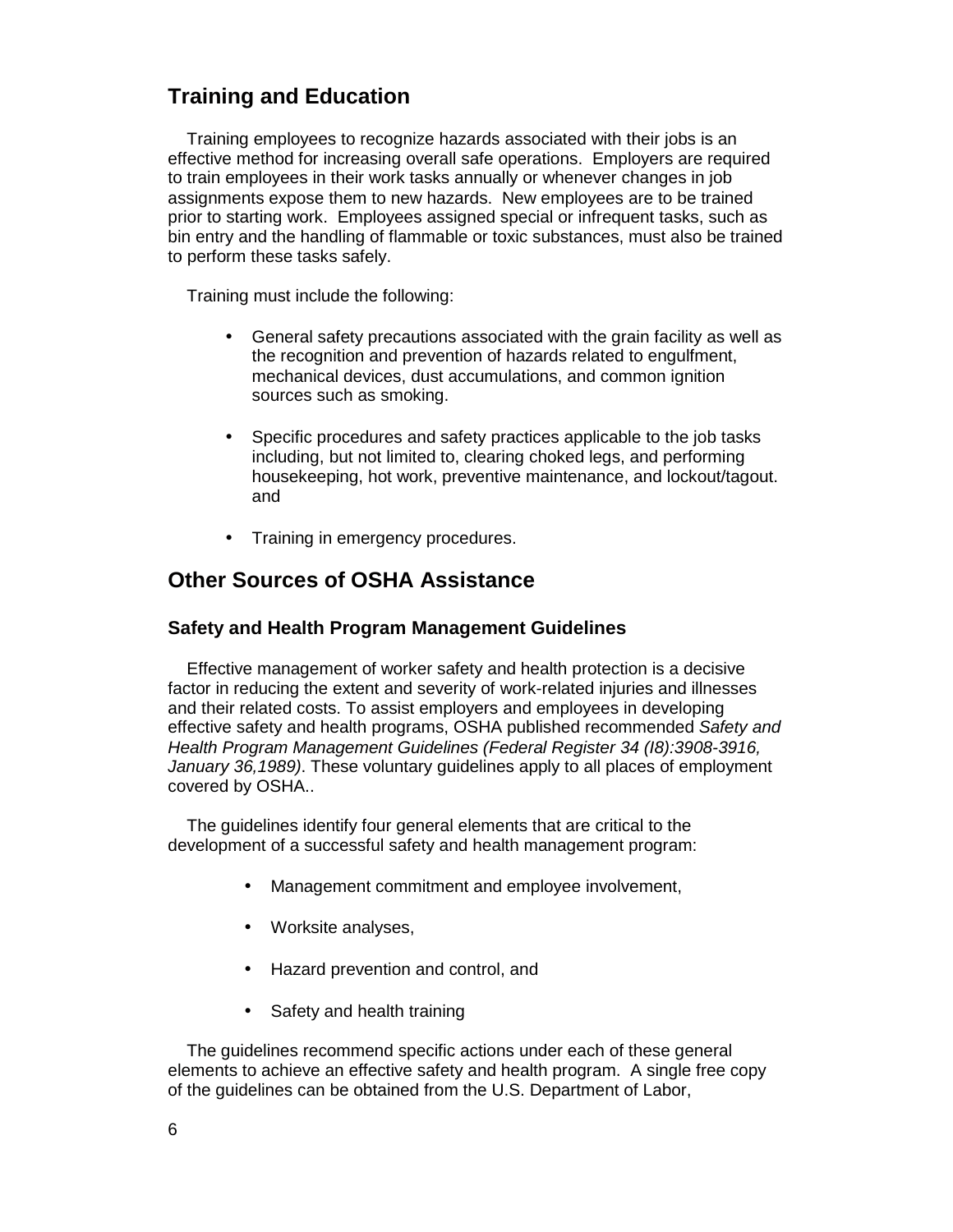## Training and Education

Training employees to recognize hazards associated with their jobs is an effective method for increasing overall safe operations. Employers are required to train employees in their work tasks annually or whenever changes in job assignments expose them to new hazards. New employees are to be trained prior to starting work. Employees assigned special or infrequent tasks, such as bin entry and the handling of flammable or toxic substances, must also be trained to perform these tasks safely.

Training must include the following:

- General safety precautions associated with the grain facility as well as the recognition and prevention of hazards related to engulfment, mechanical devices, dust accumulations, and common ignition sources such as smoking.
- Specific procedures and safety practices applicable to the job tasks including, but not limited to, clearing choked legs, and performing housekeeping, hot work, preventive maintenance, and lockout/tagout. and
- Training in emergency procedures.

## Other Sources of OSHA Assistance

### Safety and Health Program Management Guidelines

Effective management of worker safety and health protection is a decisive factor in reducing the extent and severity of work-related injuries and illnesses and their related costs. To assist employers and employees in developing effective safety and health programs, OSHA published recommended *Safety and Health Program Management Guidelines (Federal Register 34 (I8):3908-3916, January 36,1989)*. These voluntary guidelines apply to all places of employment covered by OSHA..

The guidelines identify four general elements that are critical to the development of a successful safety and health management program:

- Management commitment and employee involvement,
- Worksite analyses,
- Hazard prevention and control, and
- Safety and health training

The guidelines recommend specific actions under each of these general elements to achieve an effective safety and health program. A single free copy of the guidelines can be obtained from the U.S. Department of Labor,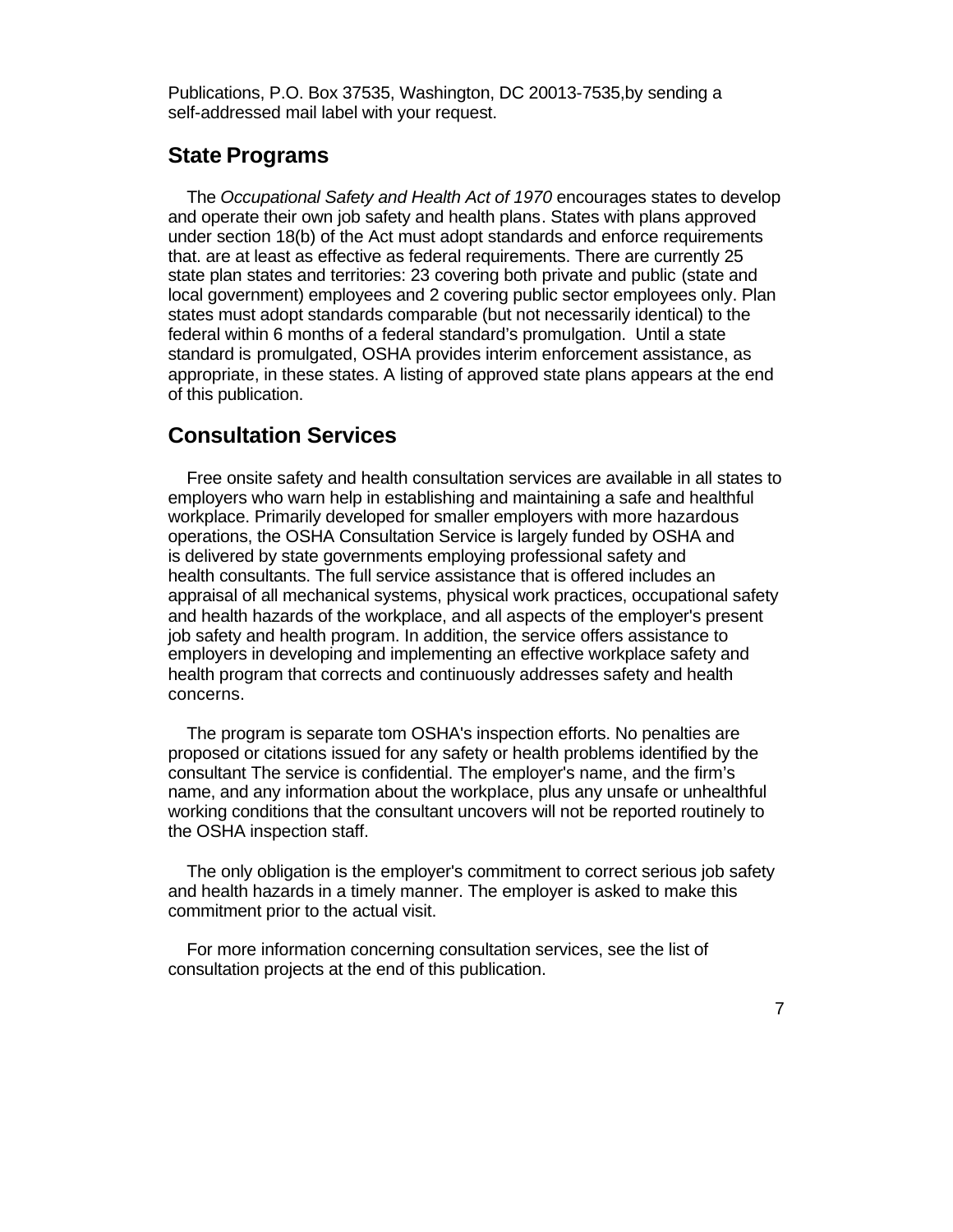Publications, P.O. Box 37535, Washington, DC 20013-7535,by sending a self-addressed mail label with your request.

## State Programs

The *Occupational Safety and Health Act of 1970* encourages states to develop and operate their own job safety and health plans. States with plans approved under section 18(b) of the Act must adopt standards and enforce requirements that. are at least as effective as federal requirements. There are currently 25 state plan states and territories: 23 covering both private and public (state and local government) employees and 2 covering public sector employees only. Plan states must adopt standards comparable (but not necessarily identical) to the federal within 6 months of a federal standard's promulgation. Until a state standard is promulgated, OSHA provides interim enforcement assistance, as appropriate, in these states. A listing of approved state plans appears at the end of this publication.

## Consultation Services

Free onsite safety and health consultation services are available in all states to employers who warn help in establishing and maintaining a safe and healthful workplace. Primarily developed for smaller employers with more hazardous operations, the OSHA Consultation Service is largely funded by OSHA and is delivered by state governments employing professional safety and health consultants. The full service assistance that is offered includes an appraisal of all mechanical systems, physical work practices, occupational safety and health hazards of the workplace, and all aspects of the employer's present job safety and health program. In addition, the service offers assistance to employers in developing and implementing an effective workplace safety and health program that corrects and continuously addresses safety and health concerns.

The program is separate tom OSHA's inspection efforts. No penalties are proposed or citations issued for any safety or health problems identified by the consultant The service is confidential. The employer's name, and the firm's name, and any information about the workplace, plus any unsafe or unhealthful working conditions that the consultant uncovers will not be reported routinely to the OSHA inspection staff.

The only obligation is the employer's commitment to correct serious job safety and health hazards in a timely manner. The employer is asked to make this commitment prior to the actual visit.

For more information concerning consultation services, see the list of consultation projects at the end of this publication.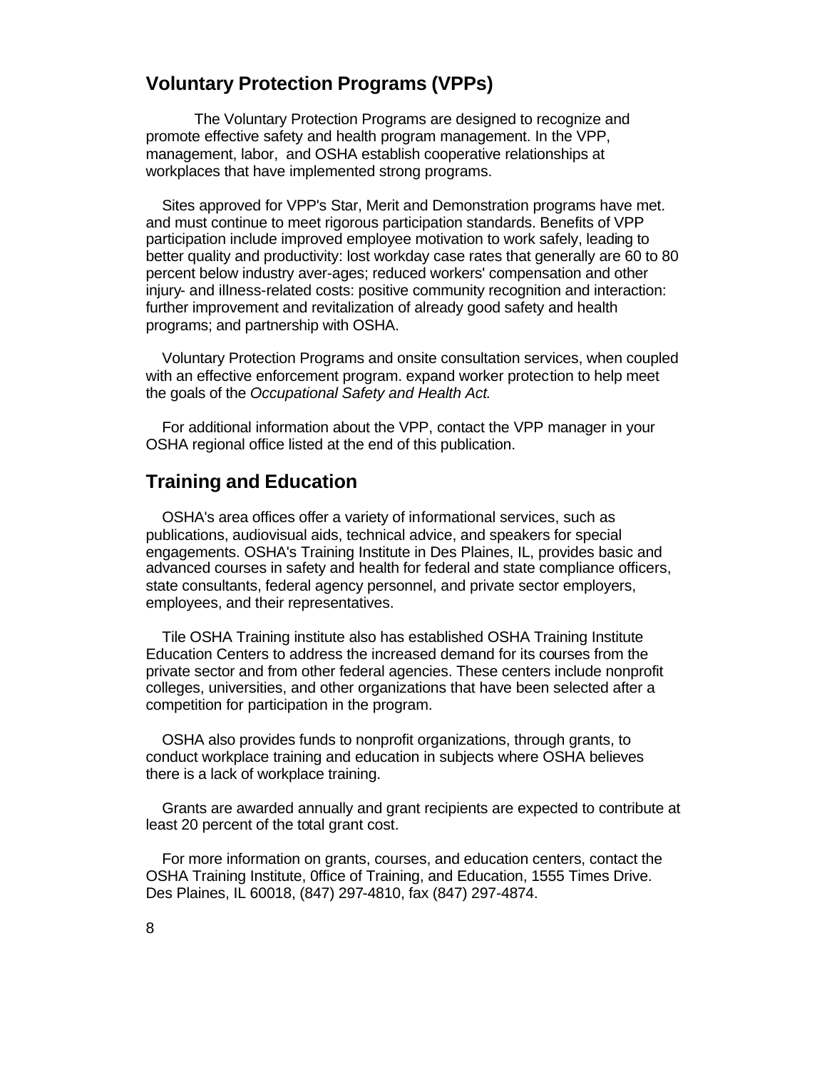## Voluntary Protection Programs (VPPs)

The Voluntary Protection Programs are designed to recognize and promote effective safety and health program management. In the VPP, management, labor, and OSHA establish cooperative relationships at workplaces that have implemented strong programs.

Sites approved for VPP's Star, Merit and Demonstration programs have met. and must continue to meet rigorous participation standards. Benefits of VPP participation include improved employee motivation to work safely, leading to better quality and productivity: lost workday case rates that generally are 60 to 80 percent below industry aver-ages; reduced workers' compensation and other injury- and illness-related costs: positive community recognition and interaction: further improvement and revitalization of already good safety and health programs; and partnership with OSHA.

Voluntary Protection Programs and onsite consultation services, when coupled with an effective enforcement program. expand worker protection to help meet the goals of the *Occupational Safety and Health Act.*

For additional information about the VPP, contact the VPP manager in your OSHA regional office listed at the end of this publication.

## Training and Education

OSHA's area offices offer a variety of informational services, such as publications, audiovisual aids, technical advice, and speakers for special engagements. OSHA's Training Institute in Des Plaines, IL, provides basic and advanced courses in safety and health for federal and state compliance officers, state consultants, federal agency personnel, and private sector employers, employees, and their representatives.

Tile OSHA Training institute also has established OSHA Training Institute Education Centers to address the increased demand for its courses from the private sector and from other federal agencies. These centers include nonprofit colleges, universities, and other organizations that have been selected after a competition for participation in the program.

OSHA also provides funds to nonprofit organizations, through grants, to conduct workplace training and education in subjects where OSHA believes there is a lack of workplace training.

Grants are awarded annually and grant recipients are expected to contribute at least 20 percent of the total grant cost.

For more information on grants, courses, and education centers, contact the OSHA Training Institute, 0ffice of Training, and Education, 1555 Times Drive. Des Plaines, IL 60018, (847) 297-4810, fax (847) 297-4874.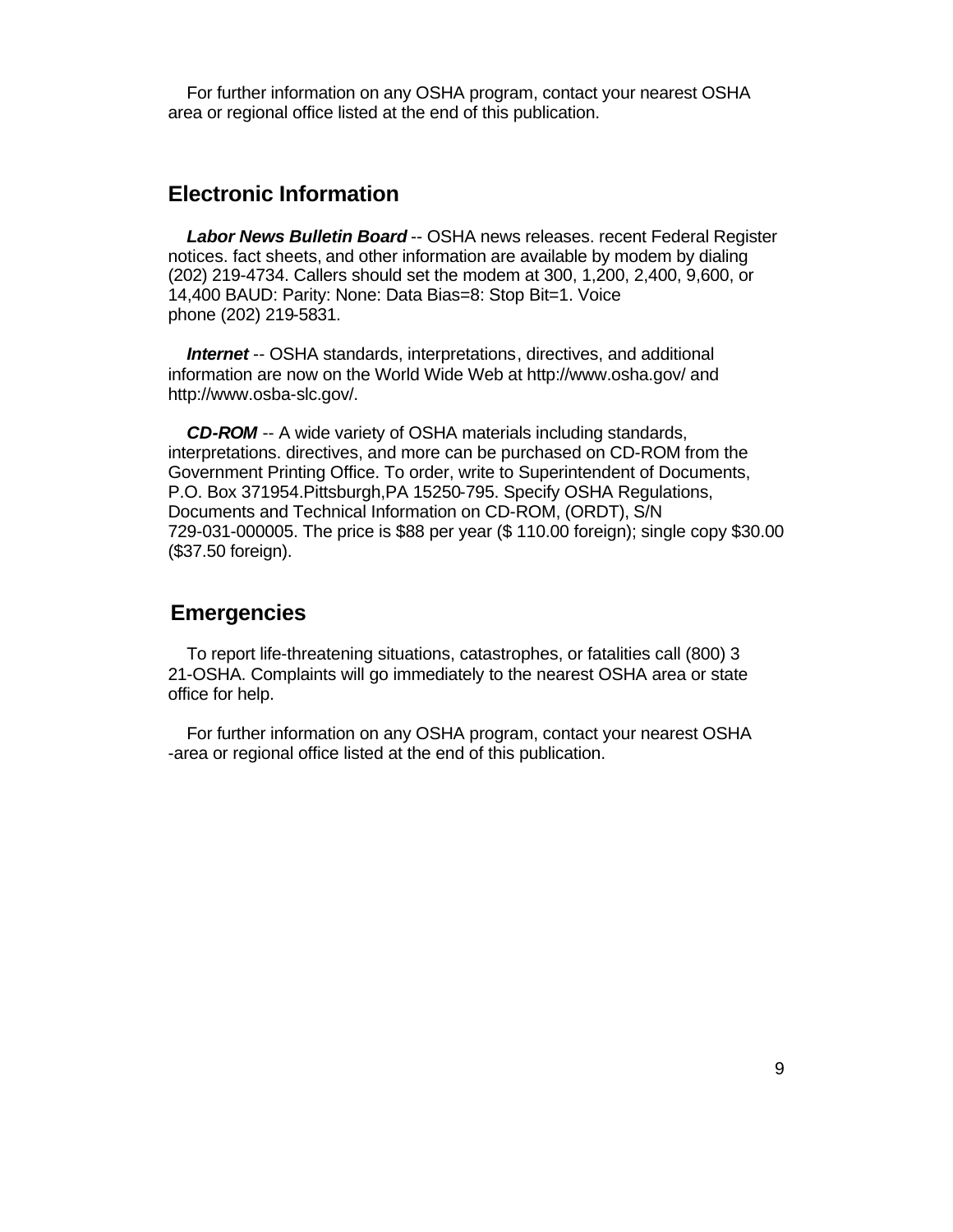For further information on any OSHA program, contact your nearest OSHA area or regional office listed at the end of this publication.

## Electronic Information

***Labor News Bulletin Board*** -- OSHA news releases. recent Federal Register notices. fact sheets, and other information are available by modem by dialing (202) 219-4734. Callers should set the modem at 300, 1,200, 2,400, 9,600, or 14,400 BAUD: Parity: None: Data Bias=8: Stop Bit=1. Voice phone (202) 219-5831.

***Internet*** -- OSHA standards, interpretations, directives, and additional information are now on the World Wide Web at http://www.osha.gov/ and http://www.osba-slc.gov/.

***CD-ROM*** -- A wide variety of OSHA materials including standards, interpretations. directives, and more can be purchased on CD-ROM from the Government Printing Office. To order, write to Superintendent of Documents, P.O. Box 371954.Pittsburgh,PA 15250-795. Specify OSHA Regulations, Documents and Technical Information on CD-ROM, (ORDT), S/N 729-031-000005. The price is $88 per year ($ 110.00 foreign); single copy $30.00 ($37.50 foreign).

## Emergencies

To report life-threatening situations, catastrophes, or fatalities call (800) 3 21-OSHA. Complaints will go immediately to the nearest OSHA area or state office for help.

For further information on any OSHA program, contact your nearest OSHA -area or regional office listed at the end of this publication.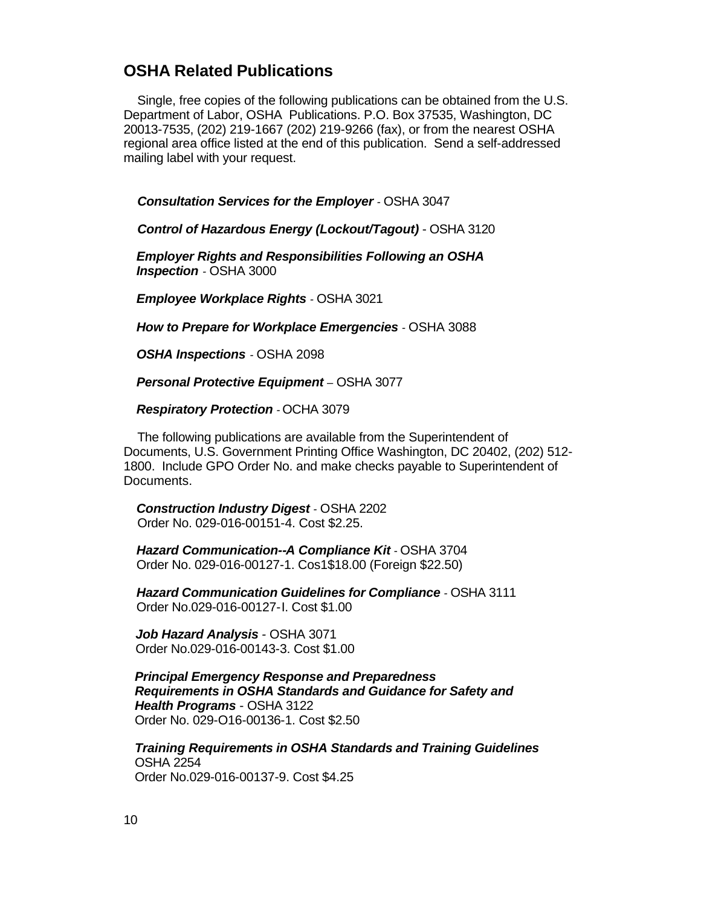## OSHA Related Publications

Single, free copies of the following publications can be obtained from the U.S. Department of Labor, OSHA Publications. P.O. Box 37535, Washington, DC 20013-7535, (202) 219-1667 (202) 219-9266 (fax), or from the nearest OSHA regional area office listed at the end of this publication. Send a self-addressed mailing label with your request.

***Consultation Services for the Employer*** - OSHA 3047

***Control of Hazardous Energy (Lockout/Tagout)*** - OSHA 3120

***Employer Rights and Responsibilities Following an OSHA Inspection*** - OSHA 3000

***Employee Workplace Rights*** - OSHA 3021

***How to Prepare for Workplace Emergencies*** - OSHA 3088

***OSHA Inspections*** - OSHA 2098

***Personal Protective Equipment*** – OSHA 3077

***Respiratory Protection*** - OCHA 3079

The following publications are available from the Superintendent of Documents, U.S. Government Printing Office Washington, DC 20402, (202) 512-1800. Include GPO Order No. and make checks payable to Superintendent of Documents.

***Construction Industry Digest*** - OSHA 2202
Order No. 029-016-00151-4. Cost $2.25.

***Hazard Communication--A Compliance Kit*** - OSHA 3704
Order No. 029-016-00127-1. Cos1$18.00 (Foreign $22.50)

***Hazard Communication Guidelines for Compliance*** - OSHA 3111
Order No.029-016-00127-I. Cost $1.00

***Job Hazard Analysis*** - OSHA 3071
Order No.029-016-00143-3. Cost $1.00

***Principal Emergency Response and Preparedness Requirements in OSHA Standards and Guidance for Safety and Health Programs*** - OSHA 3122
Order No. 029-O16-00136-1. Cost $2.50

***Training Requirements in OSHA Standards and Training Guidelines***
OSHA 2254
Order No.029-016-00137-9. Cost $4.25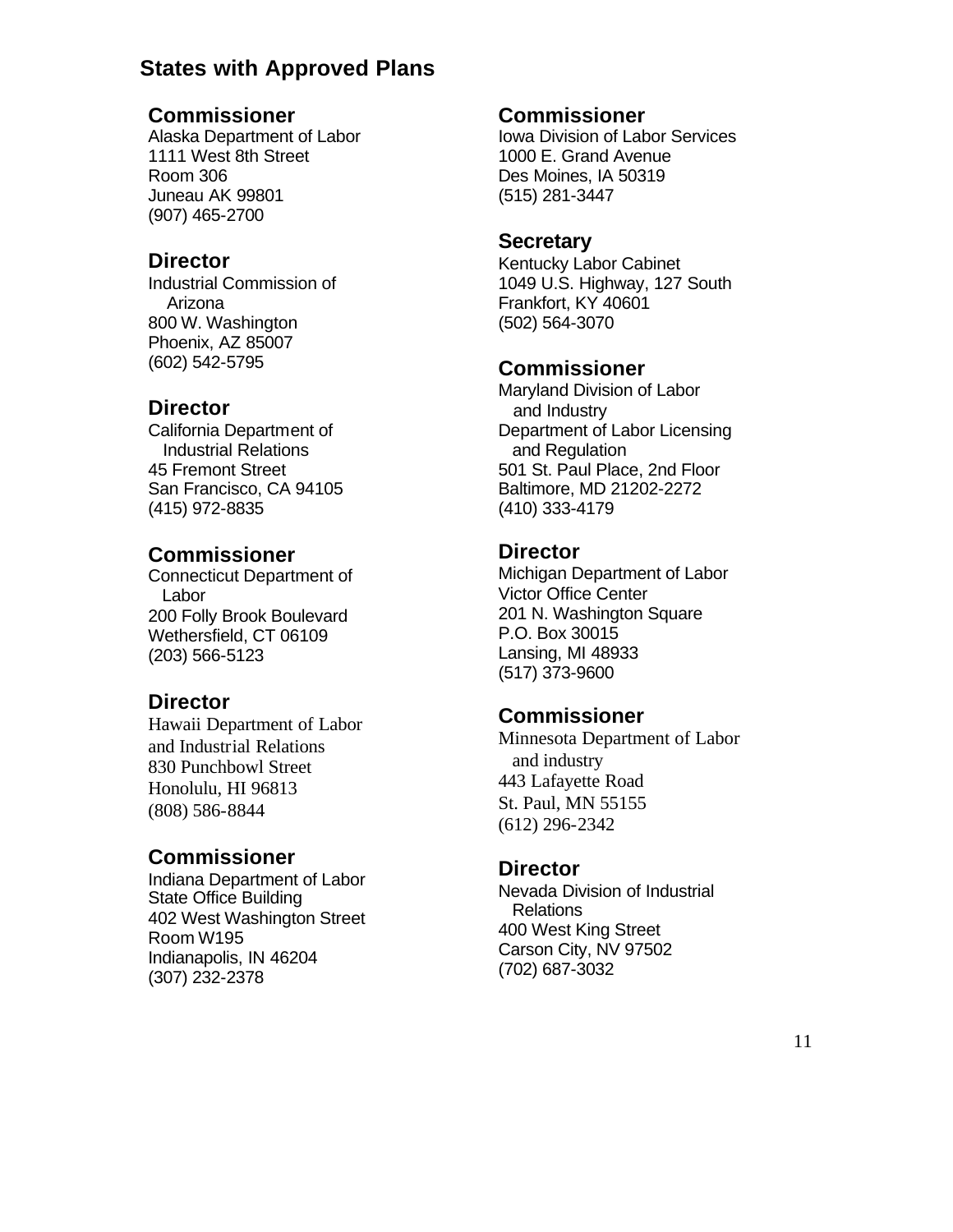## States with Approved Plans

### Commissioner
Alaska Department of Labor
1111 West 8th Street
Room 306
Juneau AK 99801
(907) 465-2700

### Director
Industrial Commission of Arizona
800 W. Washington
Phoenix, AZ 85007
(602) 542-5795

### Director
California Department of Industrial Relations
45 Fremont Street
San Francisco, CA 94105
(415) 972-8835

### Commissioner
Connecticut Department of Labor
200 Folly Brook Boulevard
Wethersfield, CT 06109
(203) 566-5123

### Director
Hawaii Department of Labor and Industrial Relations
830 Punchbowl Street
Honolulu, HI 96813
(808) 586-8844

### Commissioner
Indiana Department of Labor
State Office Building
402 West Washington Street
Room W195
Indianapolis, IN 46204
(307) 232-2378

### Commissioner
Iowa Division of Labor Services
1000 E. Grand Avenue
Des Moines, IA 50319
(515) 281-3447

### Secretary
Kentucky Labor Cabinet
1049 U.S. Highway, 127 South
Frankfort, KY 40601
(502) 564-3070

### Commissioner
Maryland Division of Labor and Industry
Department of Labor Licensing and Regulation
501 St. Paul Place, 2nd Floor
Baltimore, MD 21202-2272
(410) 333-4179

### Director
Michigan Department of Labor
Victor Office Center
201 N. Washington Square
P.O. Box 30015
Lansing, MI 48933
(517) 373-9600

### Commissioner
Minnesota Department of Labor and industry
443 Lafayette Road
St. Paul, MN 55155
(612) 296-2342

### Director
Nevada Division of Industrial Relations
400 West King Street
Carson City, NV 97502
(702) 687-3032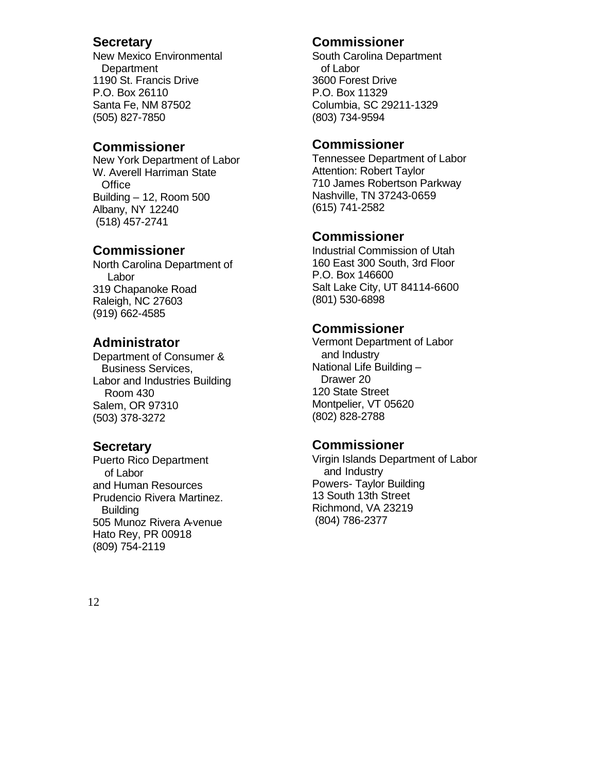### Secretary
New Mexico Environmental Department
1190 St. Francis Drive
P.O. Box 26110
Santa Fe, NM 87502
(505) 827-7850

### Commissioner
New York Department of Labor
W. Averell Harriman State Office
Building – 12, Room 500
Albany, NY 12240
(518) 457-2741

### Commissioner
North Carolina Department of Labor
319 Chapanoke Road
Raleigh, NC 27603
(919) 662-4585

### Administrator
Department of Consumer & Business Services,
Labor and Industries Building Room 430
Salem, OR 97310
(503) 378-3272

### Secretary
Puerto Rico Department of Labor
and Human Resources
Prudencio Rivera Martinez. Building
505 Munoz Rivera A-venue
Hato Rey, PR 00918
(809) 754-2119

### Commissioner
South Carolina Department of Labor
3600 Forest Drive
P.O. Box 11329
Columbia, SC 29211-1329
(803) 734-9594

### Commissioner
Tennessee Department of Labor
Attention: Robert Taylor
710 James Robertson Parkway
Nashville, TN 37243-0659
(615) 741-2582

### Commissioner
Industrial Commission of Utah
160 East 300 South, 3rd Floor
P.O. Box 146600
Salt Lake City, UT 84114-6600
(801) 530-6898

### Commissioner
Vermont Department of Labor and Industry
National Life Building – Drawer 20
120 State Street
Montpelier, VT 05620
(802) 828-2788

### Commissioner
Virgin Islands Department of Labor and Industry
Powers- Taylor Building
13 South 13th Street
Richmond, VA 23219
(804) 786-2377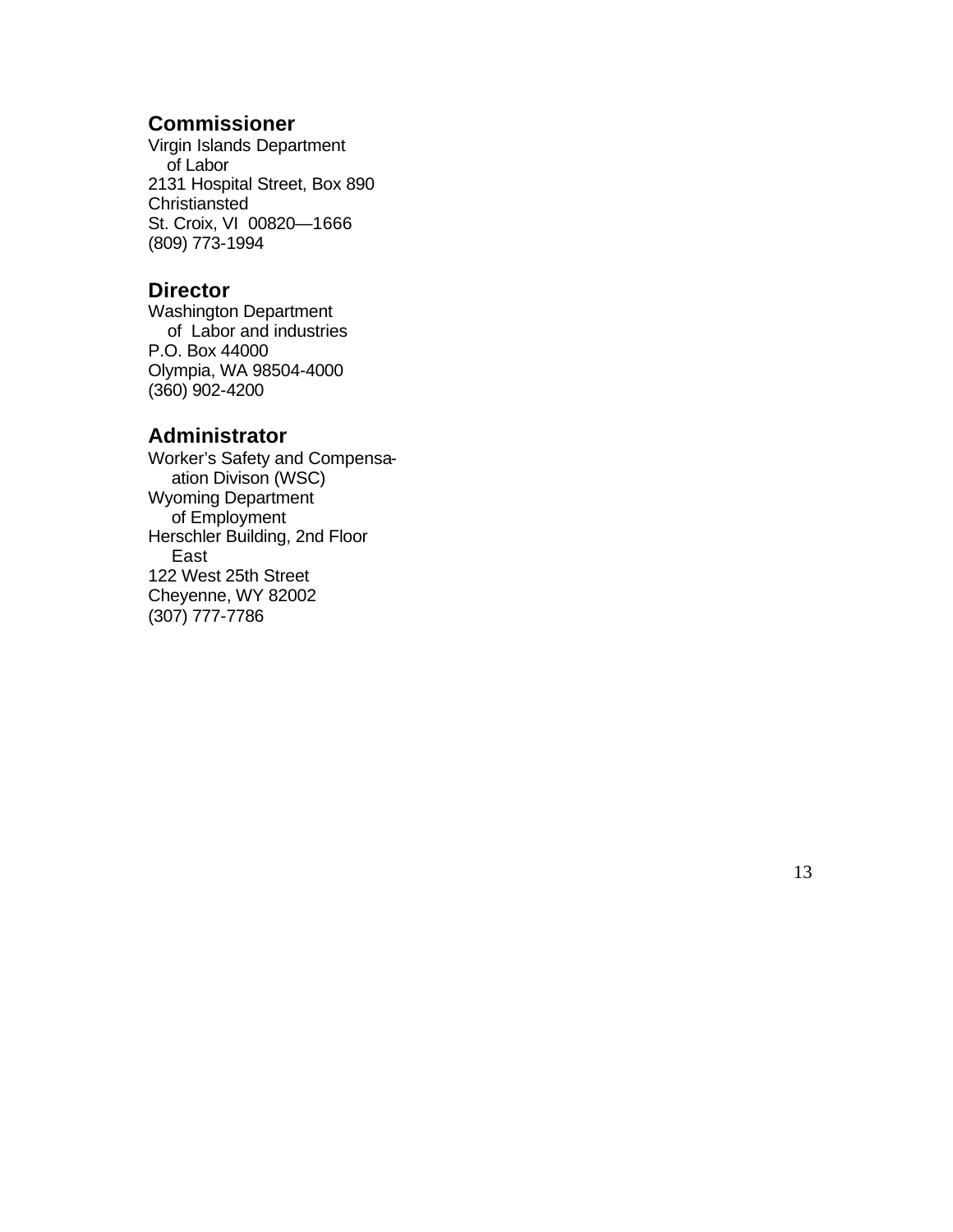### Commissioner

Virgin Islands Department
of Labor
2131 Hospital Street, Box 890
Christiansted
St. Croix, VI 00820—1666
(809) 773-1994

### Director

Washington Department
of Labor and industries
P.O. Box 44000
Olympia, WA 98504-4000
(360) 902-4200

### Administrator

Worker's Safety and Compensa-
ation Divison (WSC)
Wyoming Department
of Employment
Herschler Building, 2nd Floor
East
122 West 25th Street
Cheyenne, WY 82002
(307) 777-7786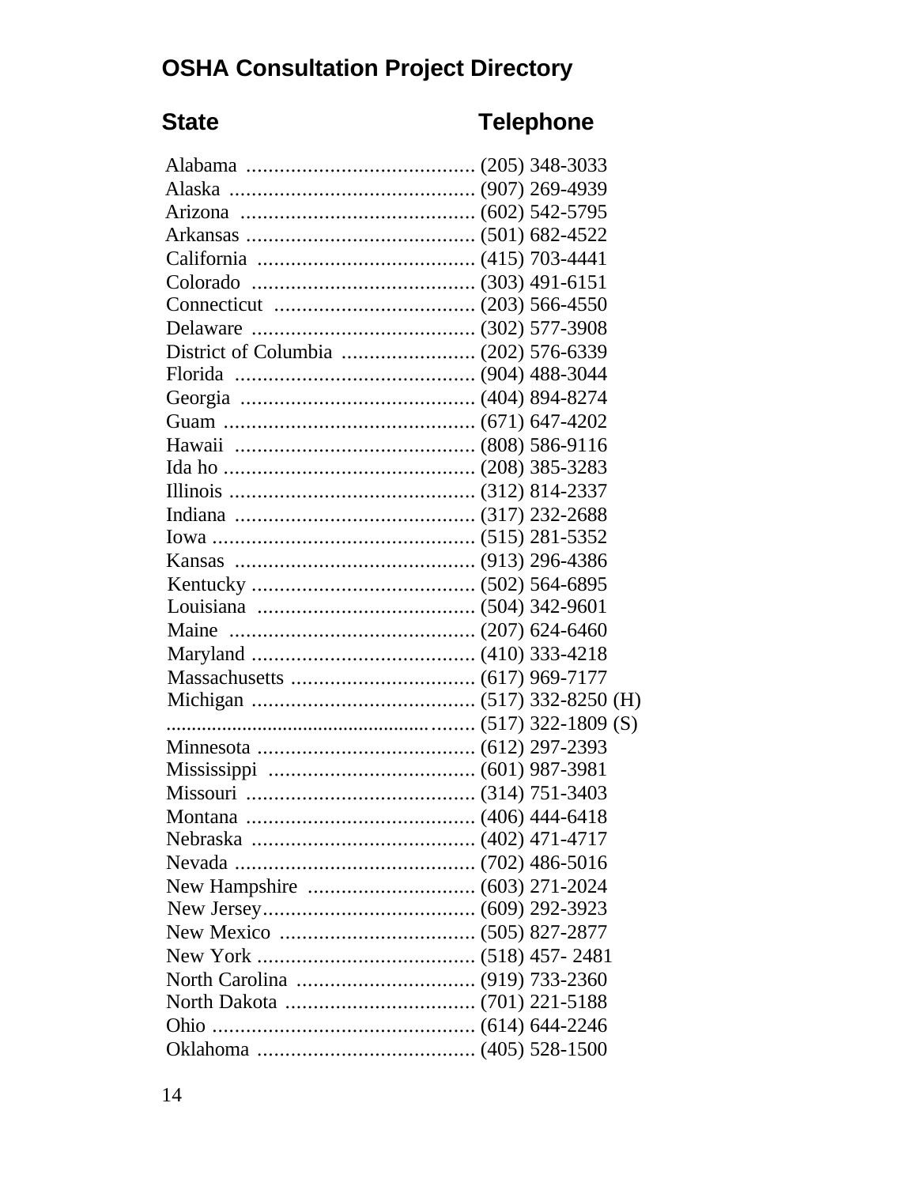## OSHA Consultation Project Directory

| State | Telephone |
|---|---|
| Alabama | (205) 348-3033 |
| Alaska | (907) 269-4939 |
| Arizona | (602) 542-5795 |
| Arkansas | (501) 682-4522 |
| California | (415) 703-4441 |
| Colorado | (303) 491-6151 |
| Connecticut | (203) 566-4550 |
| Delaware | (302) 577-3908 |
| District of Columbia | (202) 576-6339 |
| Florida | (904) 488-3044 |
| Georgia | (404) 894-8274 |
| Guam | (671) 647-4202 |
| Hawaii | (808) 586-9116 |
| Ida ho | (208) 385-3283 |
| Illinois | (312) 814-2337 |
| Indiana | (317) 232-2688 |
| Iowa | (515) 281-5352 |
| Kansas | (913) 296-4386 |
| Kentucky | (502) 564-6895 |
| Louisiana | (504) 342-9601 |
| Maine | (207) 624-6460 |
| Maryland | (410) 333-4218 |
| Massachusetts | (617) 969-7177 |
| Michigan | (517) 332-8250 (H) |
| | (517) 322-1809 (S) |
| Minnesota | (612) 297-2393 |
| Mississippi | (601) 987-3981 |
| Missouri | (314) 751-3403 |
| Montana | (406) 444-6418 |
| Nebraska | (402) 471-4717 |
| Nevada | (702) 486-5016 |
| New Hampshire | (603) 271-2024 |
| New Jersey | (609) 292-3923 |
| New Mexico | (505) 827-2877 |
| New York | (518) 457- 2481 |
| North Carolina | (919) 733-2360 |
| North Dakota | (701) 221-5188 |
| Ohio | (614) 644-2246 |
| Oklahoma | (405) 528-1500 |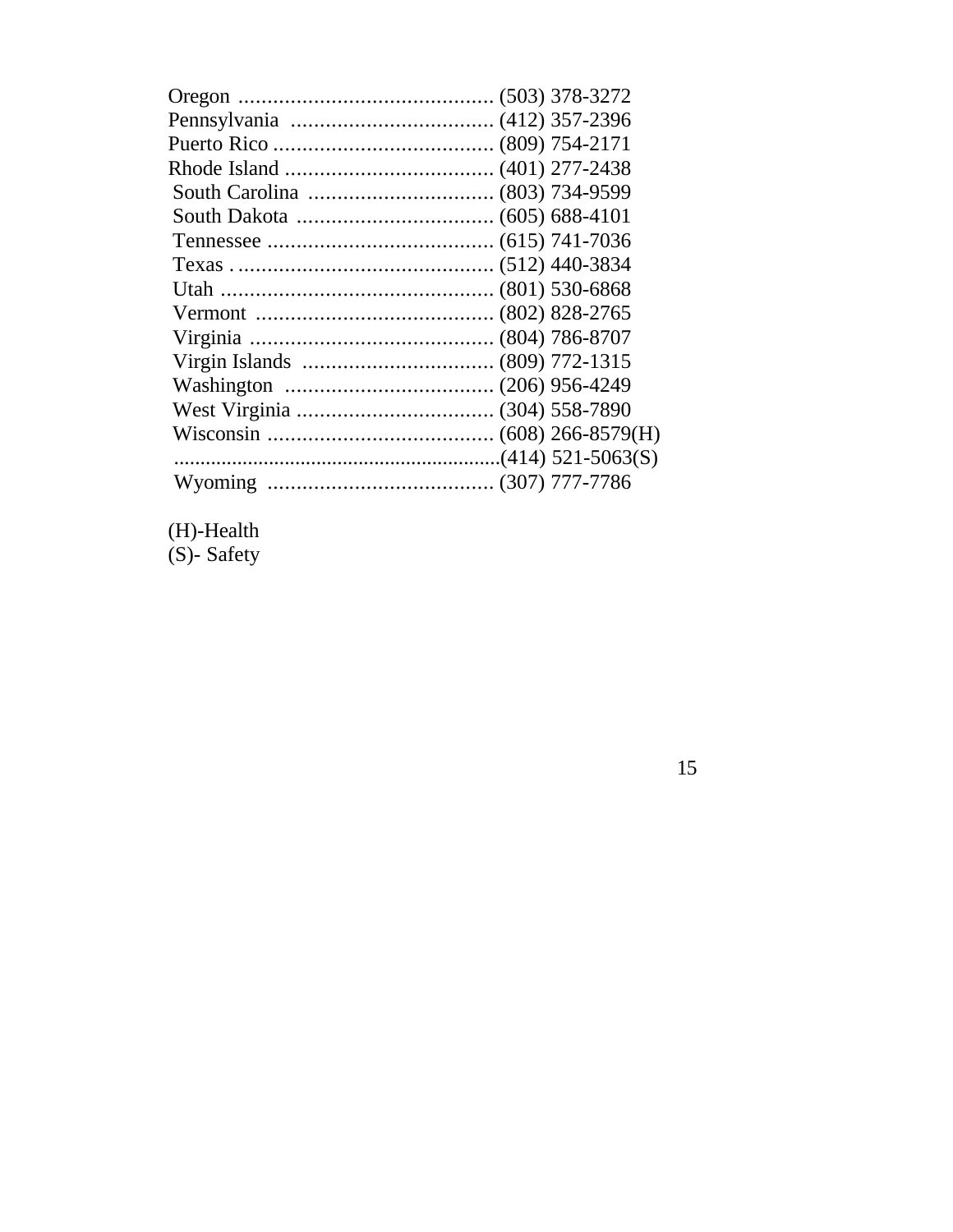Oregon ............................................ (503) 378-3272
Pennsylvania ................................... (412) 357-2396
Puerto Rico ...................................... (809) 754-2171
Rhode Island .................................... (401) 277-2438
South Carolina ................................ (803) 734-9599
South Dakota .................................. (605) 688-4101
Tennessee ....................................... (615) 741-7036
Texas ............................................. (512) 440-3834
Utah ............................................... (801) 530-6868
Vermont ......................................... (802) 828-2765
Virginia .......................................... (804) 786-8707
Virgin Islands ................................. (809) 772-1315
Washington .................................... (206) 956-4249
West Virginia .................................. (304) 558-7890
Wisconsin ....................................... (608) 266-8579(H)
..............................................................(414) 521-5063(S)
Wyoming ....................................... (307) 777-7786

(H)-Health
(S)- Safety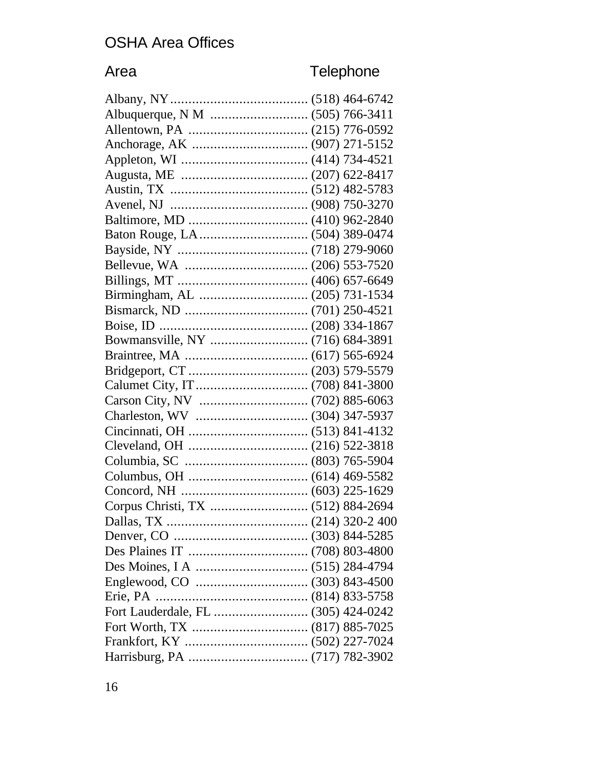## OSHA Area Offices

| Area | Telephone |
|---|---|
| Albany, NY | (518) 464-6742 |
| Albuquerque, N M | (505) 766-3411 |
| Allentown, PA | (215) 776-0592 |
| Anchorage, AK | (907) 271-5152 |
| Appleton, WI | (414) 734-4521 |
| Augusta, ME | (207) 622-8417 |
| Austin, TX | (512) 482-5783 |
| Avenel, NJ | (908) 750-3270 |
| Baltimore, MD | (410) 962-2840 |
| Baton Rouge, LA | (504) 389-0474 |
| Bayside, NY | (718) 279-9060 |
| Bellevue, WA | (206) 553-7520 |
| Billings, MT | (406) 657-6649 |
| Birmingham, AL | (205) 731-1534 |
| Bismarck, ND | (701) 250-4521 |
| Boise, ID | (208) 334-1867 |
| Bowmansville, NY | (716) 684-3891 |
| Braintree, MA | (617) 565-6924 |
| Bridgeport, CT | (203) 579-5579 |
| Calumet City, IT | (708) 841-3800 |
| Carson City, NV | (702) 885-6063 |
| Charleston, WV | (304) 347-5937 |
| Cincinnati, OH | (513) 841-4132 |
| Cleveland, OH | (216) 522-3818 |
| Columbia, SC | (803) 765-5904 |
| Columbus, OH | (614) 469-5582 |
| Concord, NH | (603) 225-1629 |
| Corpus Christi, TX | (512) 884-2694 |
| Dallas, TX | (214) 320-2 400 |
| Denver, CO | (303) 844-5285 |
| Des Plaines IT | (708) 803-4800 |
| Des Moines, I A | (515) 284-4794 |
| Englewood, CO | (303) 843-4500 |
| Erie, PA | (814) 833-5758 |
| Fort Lauderdale, FL | (305) 424-0242 |
| Fort Worth, TX | (817) 885-7025 |
| Frankfort, KY | (502) 227-7024 |
| Harrisburg, PA | (717) 782-3902 |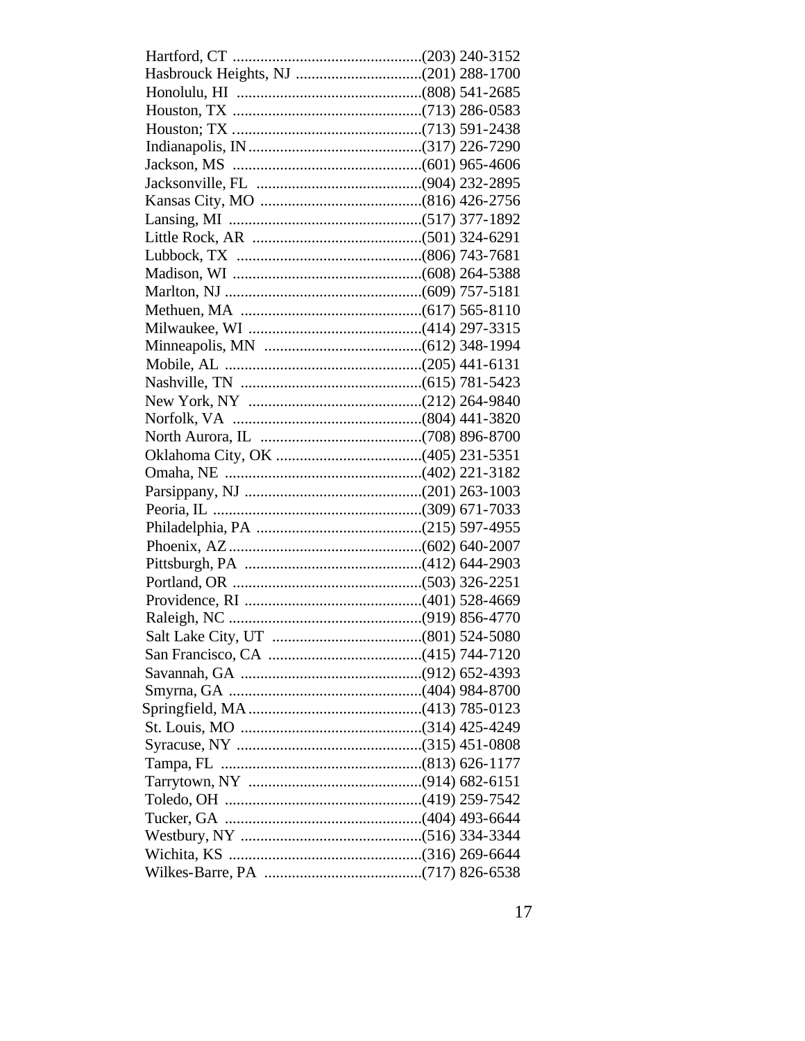Hartford, CT ................................................(203) 240-3152
Hasbrouck Heights, NJ ................................(201) 288-1700
Honolulu, HI ...............................................(808) 541-2685
Houston, TX ................................................(713) 286-0583
Houston; TX ................................................(713) 591-2438
Indianapolis, IN............................................(317) 226-7290
Jackson, MS ................................................(601) 965-4606
Jacksonville, FL ..........................................(904) 232-2895
Kansas City, MO .........................................(816) 426-2756
Lansing, MI .................................................(517) 377-1892
Little Rock, AR ...........................................(501) 324-6291
Lubbock, TX ...............................................(806) 743-7681
Madison, WI ................................................(608) 264-5388
Marlton, NJ ..................................................(609) 757-5181
Methuen, MA ..............................................(617) 565-8110
Milwaukee, WI ............................................(414) 297-3315
Minneapolis, MN ........................................(612) 348-1994
Mobile, AL ..................................................(205) 441-6131
Nashville, TN ..............................................(615) 781-5423
New York, NY ............................................(212) 264-9840
Norfolk, VA ................................................(804) 441-3820
North Aurora, IL .........................................(708) 896-8700
Oklahoma City, OK .....................................(405) 231-5351
Omaha, NE ..................................................(402) 221-3182
Parsippany, NJ .............................................(201) 263-1003
Peoria, IL .....................................................(309) 671-7033
Philadelphia, PA ..........................................(215) 597-4955
Phoenix, AZ.................................................(602) 640-2007
Pittsburgh, PA .............................................(412) 644-2903
Portland, OR ................................................(503) 326-2251
Providence, RI .............................................(401) 528-4669
Raleigh, NC .................................................(919) 856-4770
Salt Lake City, UT ......................................(801) 524-5080
San Francisco, CA .......................................(415) 744-7120
Savannah, GA ..............................................(912) 652-4393
Smyrna, GA .................................................(404) 984-8700
Springfield, MA............................................(413) 785-0123
St. Louis, MO ..............................................(314) 425-4249
Syracuse, NY ...............................................(315) 451-0808
Tampa, FL ...................................................(813) 626-1177
Tarrytown, NY ............................................(914) 682-6151
Toledo, OH ..................................................(419) 259-7542
Tucker, GA ..................................................(404) 493-6644
Westbury, NY ..............................................(516) 334-3344
Wichita, KS .................................................(316) 269-6644
Wilkes-Barre, PA ........................................(717) 826-6538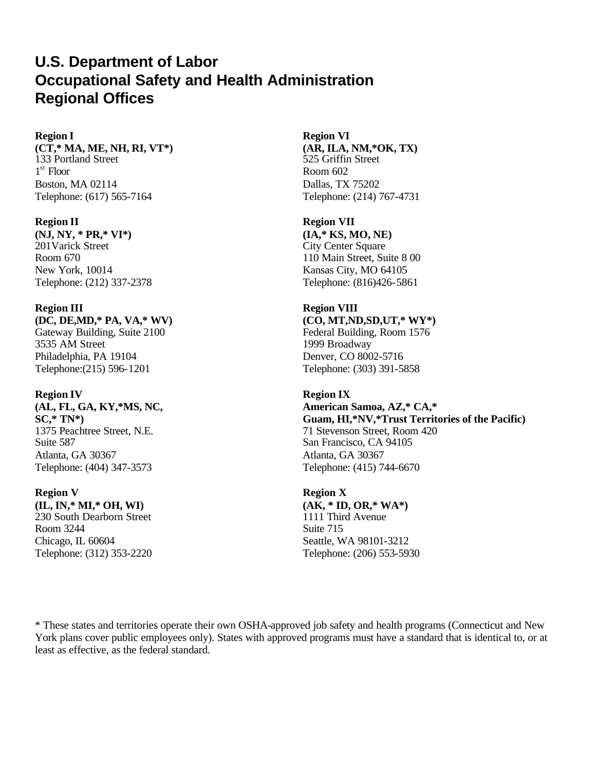# U.S. Department of Labor
# Occupational Safety and Health Administration
# Regional Offices

**Region I**
**(CT,* MA, ME, NH, RI, VT*)**
133 Portland Street
1st Floor
Boston, MA 02114
Telephone: (617) 565-7164

**Region II**
**(NJ, NY, * PR,* VI*)**
201Varick Street
Room 670
New York, 10014
Telephone: (212) 337-2378

**Region III**
**(DC, DE,MD,* PA, VA,* WV)**
Gateway Building, Suite 2100
3535 AM Street
Philadelphia, PA 19104
Telephone:(215) 596-1201

**Region IV**
**(AL, FL, GA, KY,*MS, NC, SC,* TN*)**
1375 Peachtree Street, N.E.
Suite 587
Atlanta, GA 30367
Telephone: (404) 347-3573

**Region V**
**(IL, IN,* MI,* OH, WI)**
230 South Dearborn Street
Room 3244
Chicago, IL 60604
Telephone: (312) 353-2220

**Region VI**
**(AR, ILA, NM,*OK, TX)**
525 Griffin Street
Room 602
Dallas, TX 75202
Telephone: (214) 767-4731

**Region VII**
**(IA,* KS, MO, NE)**
City Center Square
110 Main Street, Suite 8 00
Kansas City, MO 64105
Telephone: (816)426-5861

**Region VIII**
**(CO, MT,ND,SD,UT,* WY*)**
Federal Building, Room 1576
1999 Broadway
Denver, CO 8002-5716
Telephone: (303) 391-5858

**Region IX**
**American Samoa, AZ,* CA,* Guam, HI,*NV,*Trust Territories of the Pacific)**
71 Stevenson Street, Room 420
San Francisco, CA 94105
Atlanta, GA 30367
Telephone: (415) 744-6670

**Region X**
**(AK, * ID, OR,* WA*)**
1111 Third Avenue
Suite 715
Seattle, WA 98101-3212
Telephone: (206) 553-5930

* These states and territories operate their own OSHA-approved job safety and health programs (Connecticut and New York plans cover public employees only). States with approved programs must have a standard that is identical to, or at least as effective, as the federal standard.